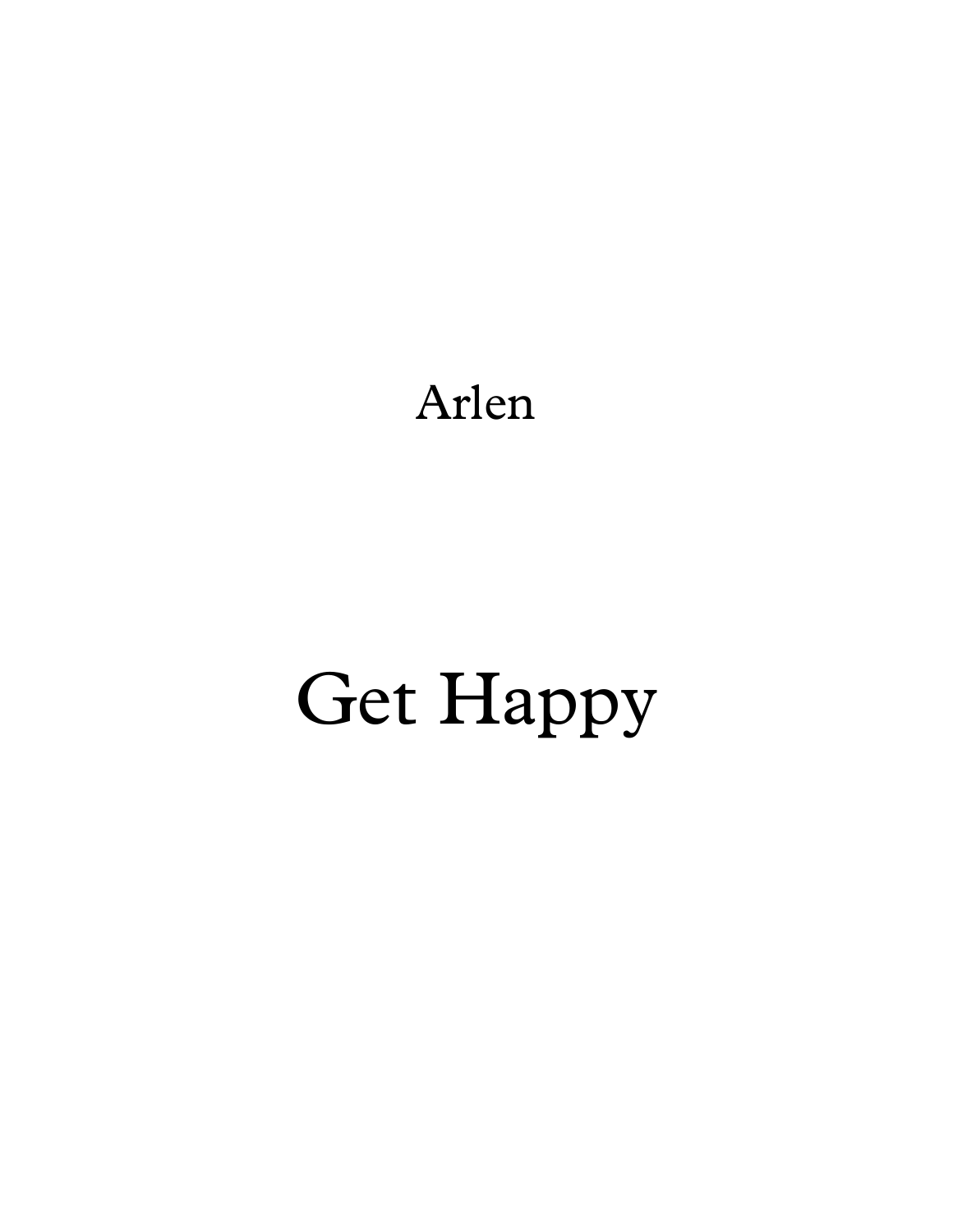Arlen

# Get Happy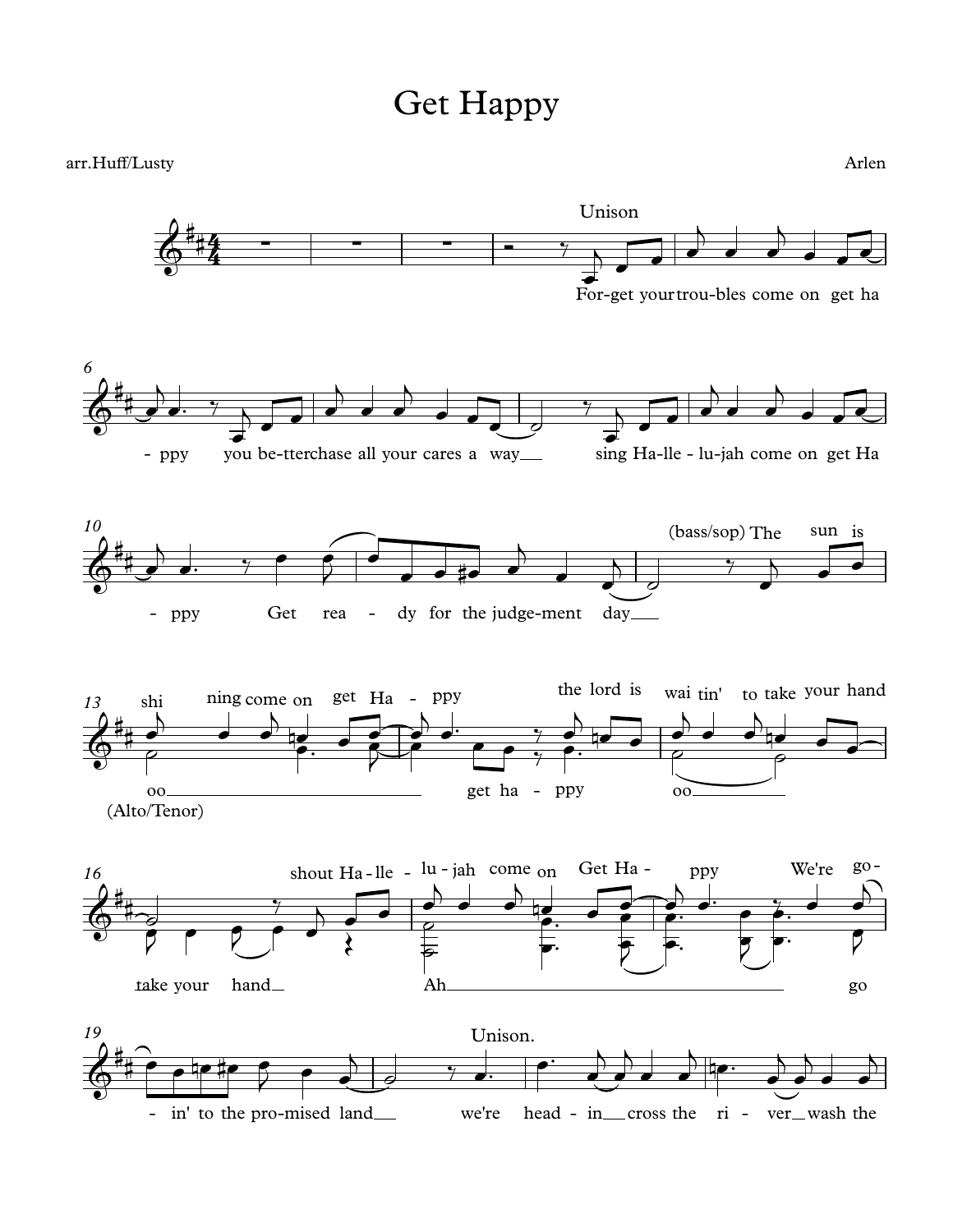# Get Happy

arr.Huff/Lusty

Arlen

Unison

For-get your trou-bles come on get ha - ppy you be-tter chase all your cares a way sing Ha-lle - lu-jah come on get Ha - ppy Get rea - dy for the judge-ment day

(bass/sop) The sun is shi ning come on get Ha - ppy the lord is wai tin' to take your hand shout Ha-lle - lu - jah come on Get Ha - ppy We're go - in' to the pro-mised land

(Alto/Tenor) oo get ha - ppy oo take your hand Ah go

Unison.

we're head - in cross the ri - ver wash the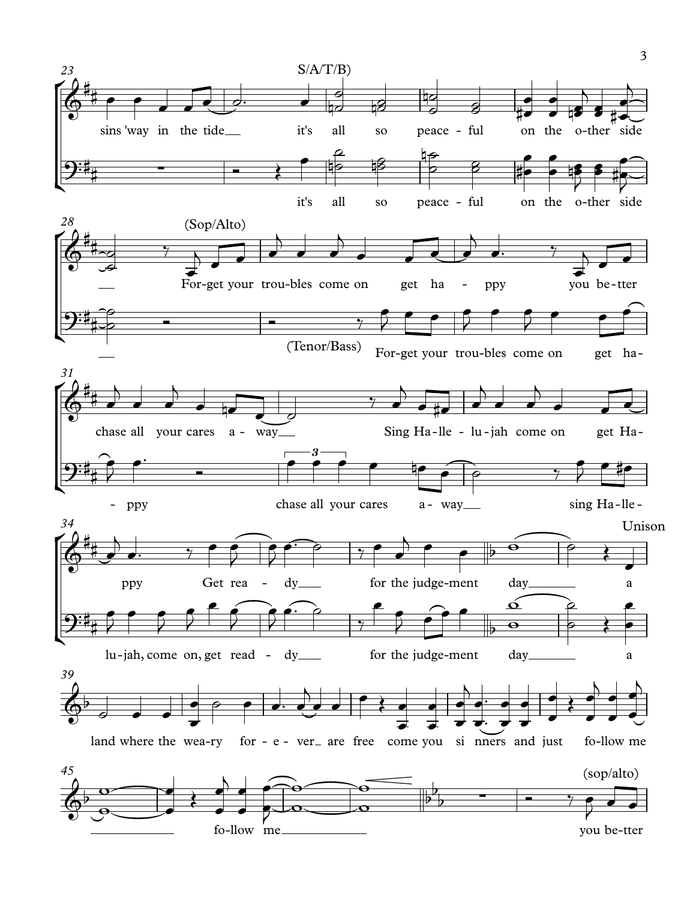S/A/T/B)

sins 'way in the tide it's all so peace - ful on the o-ther side

it's all so peace - ful on the o-ther side

(Sop/Alto)

For-get your trou-bles come on get ha - ppy you be-tter

(Tenor/Bass) For-get your trou-bles come on get ha - ppy

chase all your cares a - way Sing Ha-lle - lu-jah come on get Ha-

chase all your cares a - way sing Ha-lle-

ppy Get rea - dy for the judge-ment day a

lu-jah, come on, get read - dy for the judge-ment day a

Unison

land where the wea-ry for - e - ver are free come you si nners and just fo-llow me

fo-llow me

(sop/alto)

you be-tter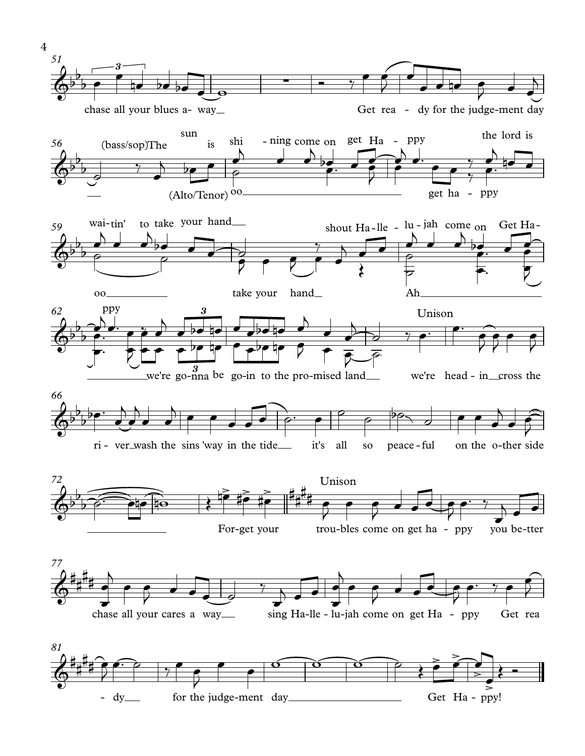51

chase all your blues a- way

Get rea - dy for the judge-ment day

56

(bass/sop)The sun is shi - ning come on get Ha - ppy the lord is

(Alto/Tenor) oo get ha - ppy

59

wai-tin' to take your hand

shout Ha-lle - lu-jah come on Get Ha-

oo take your hand Ah

62

ppy

we're go-nna be go-in to the pro-mised land

Unison

we're head - in cross the

66

ri - ver wash the sins 'way in the tide it's all so peace - ful on the o-ther side

72

For-get your

Unison

trou-bles come on get ha - ppy you be-tter

77

chase all your cares a way sing Ha-lle - lu-jah come on get Ha - ppy Get rea

81

- dy for the judge-ment day Get Ha - ppy!